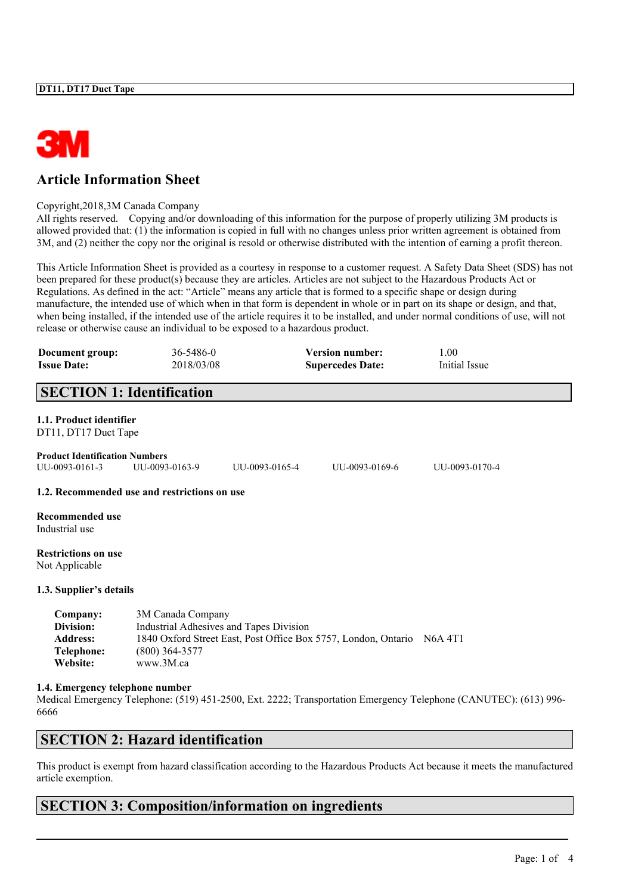# Article Information Sheet

Copyright,2018,3M Canada Company

All rights reserved. Copying and/or downloading of this information for the purpose of properly utilizing 3M products is allowed provided that: (1) the information is copied in full with no changes unless prior written agreement is obtained from 3M, and (2) neither the copy nor the original is resold or otherwise distributed with the intention of earning a profit thereon.

This Article Information Sheet is provided as a courtesy in response to a customer request. A Safety Data Sheet (SDS) has not been prepared for these product(s) because they are articles. Articles are not subject to the Hazardous Products Act or Regulations. As defined in the act: "Article" means any article that is formed to a specific shape or design during manufacture, the intended use of which when in that form is dependent in whole or in part on its shape or design, and that, when being installed, if the intended use of the article requires it to be installed, and under normal conditions of use, will not release or otherwise cause an individual to be exposed to a hazardous product.

| | | | |
|---|---|---|---|
| **Document group:** | 36-5486-0 | **Version number:** | 1.00 |
| **Issue Date:** | 2018/03/08 | **Supercedes Date:** | Initial Issue |

## SECTION 1: Identification

### 1.1. Product identifier

DT11, DT17 Duct Tape

**Product Identification Numbers**

UU-0093-0161-3 UU-0093-0163-9 UU-0093-0165-4 UU-0093-0169-6 UU-0093-0170-4

### 1.2. Recommended use and restrictions on use

**Recommended use**

Industrial use

**Restrictions on use**

Not Applicable

### 1.3. Supplier's details

| | |
|---|---|
| **Company:** | 3M Canada Company |
| **Division:** | Industrial Adhesives and Tapes Division |
| **Address:** | 1840 Oxford Street East, Post Office Box 5757, London, Ontario N6A 4T1 |
| **Telephone:** | (800) 364-3577 |
| **Website:** | www.3M.ca |

### 1.4. Emergency telephone number

Medical Emergency Telephone: (519) 451-2500, Ext. 2222; Transportation Emergency Telephone (CANUTEC): (613) 996-6666

## SECTION 2: Hazard identification

This product is exempt from hazard classification according to the Hazardous Products Act because it meets the manufactured article exemption.

## SECTION 3: Composition/information on ingredients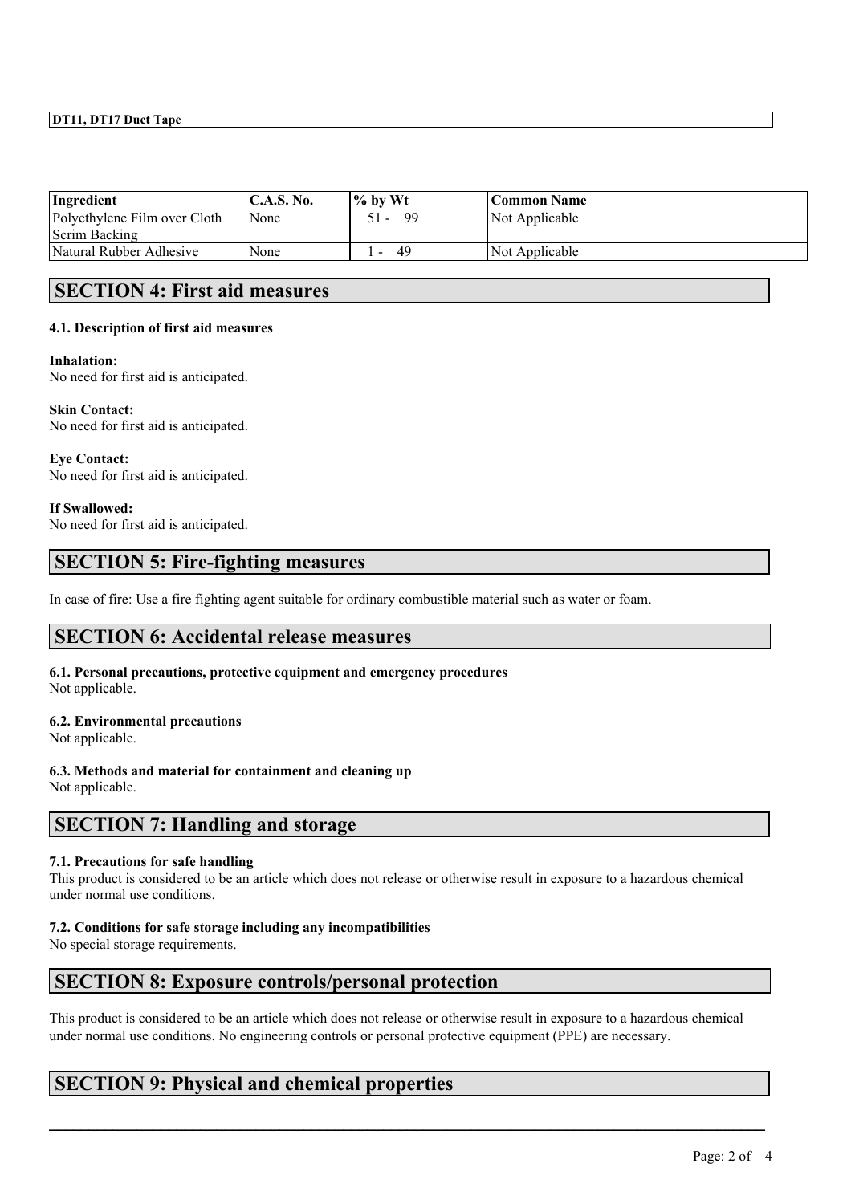| Ingredient | C.A.S. No. | % by Wt | Common Name |
| --- | --- | --- | --- |
| Polyethylene Film over Cloth Scrim Backing | None | 51 - 99 | Not Applicable |
| Natural Rubber Adhesive | None | 1 - 49 | Not Applicable |

## SECTION 4: First aid measures

### 4.1. Description of first aid measures

**Inhalation:**
No need for first aid is anticipated.

**Skin Contact:**
No need for first aid is anticipated.

**Eye Contact:**
No need for first aid is anticipated.

**If Swallowed:**
No need for first aid is anticipated.

## SECTION 5: Fire-fighting measures

In case of fire: Use a fire fighting agent suitable for ordinary combustible material such as water or foam.

## SECTION 6: Accidental release measures

### 6.1. Personal precautions, protective equipment and emergency procedures

Not applicable.

### 6.2. Environmental precautions

Not applicable.

### 6.3. Methods and material for containment and cleaning up

Not applicable.

## SECTION 7: Handling and storage

### 7.1. Precautions for safe handling

This product is considered to be an article which does not release or otherwise result in exposure to a hazardous chemical under normal use conditions.

### 7.2. Conditions for safe storage including any incompatibilities

No special storage requirements.

## SECTION 8: Exposure controls/personal protection

This product is considered to be an article which does not release or otherwise result in exposure to a hazardous chemical under normal use conditions. No engineering controls or personal protective equipment (PPE) are necessary.

## SECTION 9: Physical and chemical properties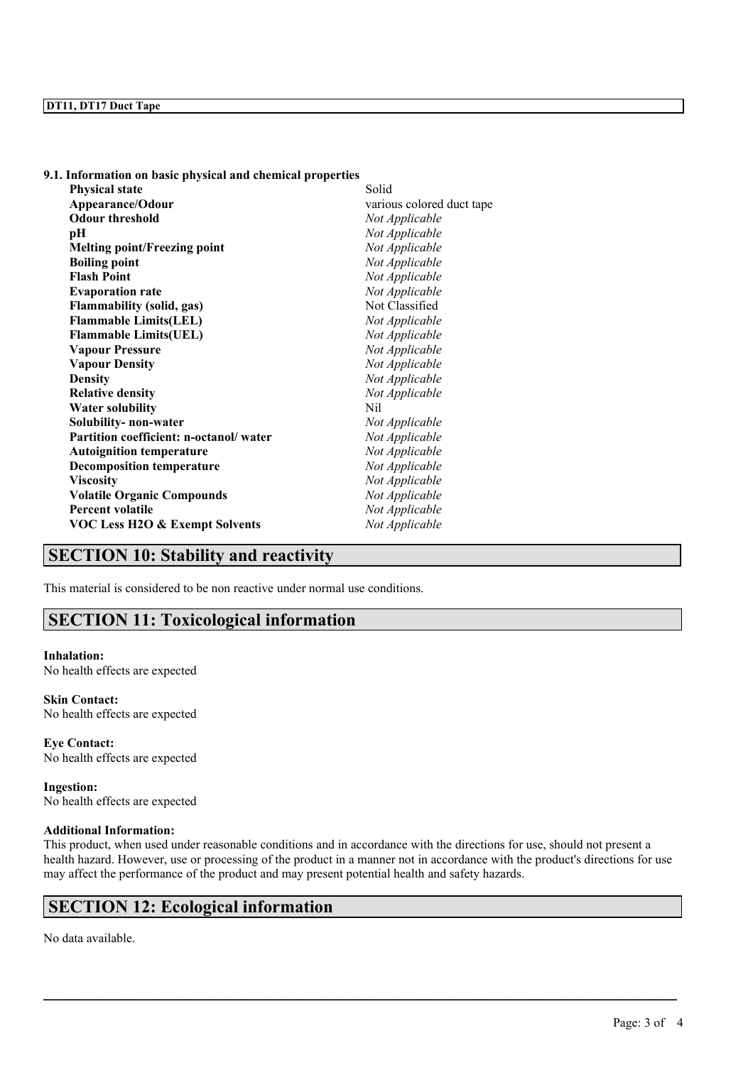### 9.1. Information on basic physical and chemical properties

| Property | Value |
| --- | --- |
| **Physical state** | Solid |
| **Appearance/Odour** | various colored duct tape |
| **Odour threshold** | *Not Applicable* |
| **pH** | *Not Applicable* |
| **Melting point/Freezing point** | *Not Applicable* |
| **Boiling point** | *Not Applicable* |
| **Flash Point** | *Not Applicable* |
| **Evaporation rate** | *Not Applicable* |
| **Flammability (solid, gas)** | Not Classified |
| **Flammable Limits(LEL)** | *Not Applicable* |
| **Flammable Limits(UEL)** | *Not Applicable* |
| **Vapour Pressure** | *Not Applicable* |
| **Vapour Density** | *Not Applicable* |
| **Density** | *Not Applicable* |
| **Relative density** | *Not Applicable* |
| **Water solubility** | Nil |
| **Solubility- non-water** | *Not Applicable* |
| **Partition coefficient: n-octanol/ water** | *Not Applicable* |
| **Autoignition temperature** | *Not Applicable* |
| **Decomposition temperature** | *Not Applicable* |
| **Viscosity** | *Not Applicable* |
| **Volatile Organic Compounds** | *Not Applicable* |
| **Percent volatile** | *Not Applicable* |
| **VOC Less H2O & Exempt Solvents** | *Not Applicable* |

## SECTION 10: Stability and reactivity

This material is considered to be non reactive under normal use conditions.

## SECTION 11: Toxicological information

**Inhalation:**
No health effects are expected

**Skin Contact:**
No health effects are expected

**Eye Contact:**
No health effects are expected

**Ingestion:**
No health effects are expected

**Additional Information:**
This product, when used under reasonable conditions and in accordance with the directions for use, should not present a health hazard. However, use or processing of the product in a manner not in accordance with the product's directions for use may affect the performance of the product and may present potential health and safety hazards.

## SECTION 12: Ecological information

No data available.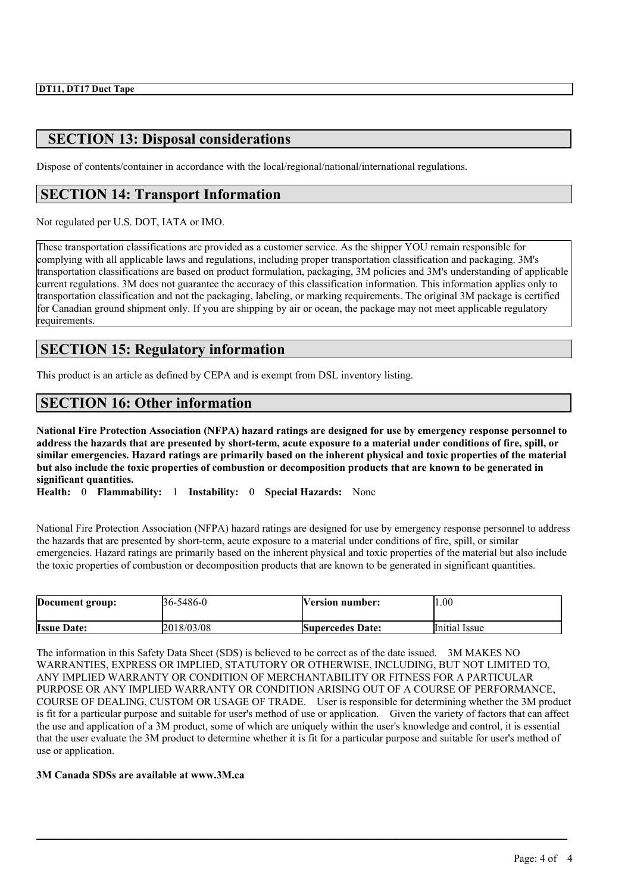## SECTION 13: Disposal considerations

Dispose of contents/container in accordance with the local/regional/national/international regulations.

## SECTION 14: Transport Information

Not regulated per U.S. DOT, IATA or IMO.

These transportation classifications are provided as a customer service. As the shipper YOU remain responsible for complying with all applicable laws and regulations, including proper transportation classification and packaging. 3M's transportation classifications are based on product formulation, packaging, 3M policies and 3M's understanding of applicable current regulations. 3M does not guarantee the accuracy of this classification information. This information applies only to transportation classification and not the packaging, labeling, or marking requirements. The original 3M package is certified for Canadian ground shipment only. If you are shipping by air or ocean, the package may not meet applicable regulatory requirements.

## SECTION 15: Regulatory information

This product is an article as defined by CEPA and is exempt from DSL inventory listing.

## SECTION 16: Other information

**National Fire Protection Association (NFPA) hazard ratings are designed for use by emergency response personnel to address the hazards that are presented by short-term, acute exposure to a material under conditions of fire, spill, or similar emergencies. Hazard ratings are primarily based on the inherent physical and toxic properties of the material but also include the toxic properties of combustion or decomposition products that are known to be generated in significant quantities.**

**Health:** 0 **Flammability:** 1 **Instability:** 0 **Special Hazards:** None

National Fire Protection Association (NFPA) hazard ratings are designed for use by emergency response personnel to address the hazards that are presented by short-term, acute exposure to a material under conditions of fire, spill, or similar emergencies. Hazard ratings are primarily based on the inherent physical and toxic properties of the material but also include the toxic properties of combustion or decomposition products that are known to be generated in significant quantities.

| | | | |
|---|---|---|---|
| **Document group:** | 36-5486-0 | **Version number:** | 1.00 |
| **Issue Date:** | 2018/03/08 | **Supercedes Date:** | Initial Issue |

The information in this Safety Data Sheet (SDS) is believed to be correct as of the date issued. 3M MAKES NO WARRANTIES, EXPRESS OR IMPLIED, STATUTORY OR OTHERWISE, INCLUDING, BUT NOT LIMITED TO, ANY IMPLIED WARRANTY OR CONDITION OF MERCHANTABILITY OR FITNESS FOR A PARTICULAR PURPOSE OR ANY IMPLIED WARRANTY OR CONDITION ARISING OUT OF A COURSE OF PERFORMANCE, COURSE OF DEALING, CUSTOM OR USAGE OF TRADE. User is responsible for determining whether the 3M product is fit for a particular purpose and suitable for user's method of use or application. Given the variety of factors that can affect the use and application of a 3M product, some of which are uniquely within the user's knowledge and control, it is essential that the user evaluate the 3M product to determine whether it is fit for a particular purpose and suitable for user's method of use or application.

**3M Canada SDSs are available at www.3M.ca**